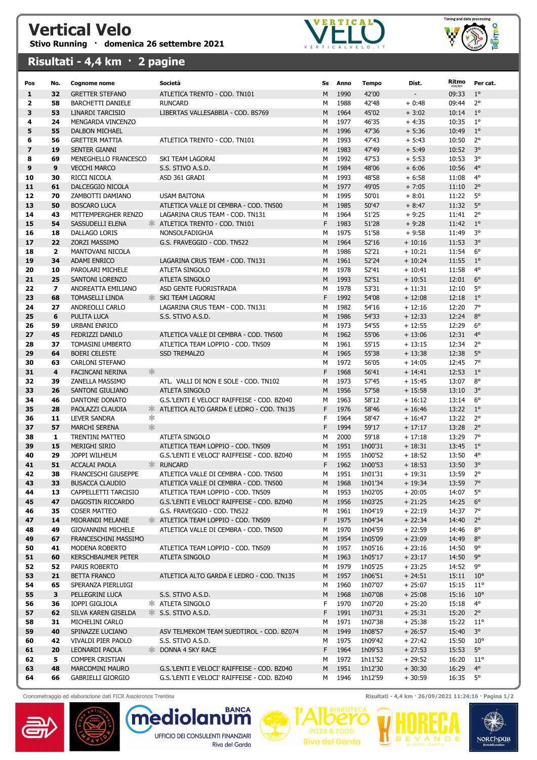# Vertical Velo

**Stivo Running · domenica 26 settembre 2021**

## Risultati - 4,4 km · 2 pagine

| Pos | No. | Cognome nome | | Società | Ss | Anno | Tempo | Dist. | Ritmo min/km | Per cat. |
|---|---|---|---|---|---|---|---|---|---|---|
| 1 | 32 | GRETTER STEFANO | | ATLETICA TRENTO - COD. TN101 | M | 1990 | 42'00 | - | 09:33 | 1° |
| 2 | 58 | BARCHETTI DANIELE | | RUNCARD | M | 1988 | 42'48 | + 0:48 | 09:44 | 2° |
| 3 | 53 | LINARDI TARCISIO | | LIBERTAS VALLESABBIA - COD. BS769 | M | 1964 | 45'02 | + 3:02 | 10:14 | 1° |
| 4 | 24 | MENGARDA VINCENZO | | | M | 1977 | 46'35 | + 4:35 | 10:35 | 1° |
| 5 | 55 | DALBON MICHAEL | | | M | 1996 | 47'36 | + 5:36 | 10:49 | 1° |
| 6 | 56 | GRETTER MATTIA | | ATLETICA TRENTO - COD. TN101 | M | 1993 | 47'43 | + 5:43 | 10:50 | 2° |
| 7 | 19 | SENTER GIANNI | | | M | 1983 | 47'49 | + 5:49 | 10:52 | 3° |
| 8 | 69 | MENEGHELLO FRANCESCO | | SKI TEAM LAGORAI | M | 1992 | 47'53 | + 5:53 | 10:53 | 3° |
| 9 | 9 | VECCHI MARCO | | S.S. STIVO A.S.D. | M | 1984 | 48'06 | + 6:06 | 10:56 | 4° |
| 10 | 30 | RICCI NICOLA | | ASD 361 GRADI | M | 1993 | 48'58 | + 6:58 | 11:08 | 4° |
| 11 | 61 | DALCEGGIO NICOLA | | | M | 1977 | 49'05 | + 7:05 | 11:10 | 2° |
| 12 | 70 | ZAMBOTTI DAMIANO | | USAM BAITONA | M | 1995 | 50'01 | + 8:01 | 11:22 | 5° |
| 13 | 50 | BOSCARO LUCA | | ATLETICA VALLE DI CEMBRA - COD. TN500 | M | 1985 | 50'47 | + 8:47 | 11:32 | 5° |
| 14 | 43 | MITTEMPERGHER RENZO | | LAGARINA CRUS TEAM - COD. TN131 | M | 1964 | 51'25 | + 9:25 | 11:41 | 2° |
| 15 | 54 | SASSUDELLI ELENA | * | ATLETICA TRENTO - COD. TN101 | F | 1983 | 51'28 | + 9:28 | 11:42 | 1° |
| 16 | 18 | DALLAGO LORIS | | NONSOLFADIGHJA | M | 1975 | 51'58 | + 9:58 | 11:49 | 3° |
| 17 | 22 | ZORZI MASSIMO | | G.S. FRAVEGGIO - COD. TN522 | M | 1964 | 52'16 | + 10:16 | 11:53 | 3° |
| 18 | 2 | MANTOVANI NICOLA | | | M | 1986 | 52'21 | + 10:21 | 11:54 | 6° |
| 19 | 34 | ADAMI ENRICO | | LAGARINA CRUS TEAM - COD. TN131 | M | 1961 | 52'24 | + 10:24 | 11:55 | 1° |
| 20 | 10 | PAROLARI MICHELE | | ATLETA SINGOLO | M | 1978 | 52'41 | + 10:41 | 11:58 | 4° |
| 21 | 25 | SANTONI LORENZO | | ATLETA SINGOLO | M | 1993 | 52'51 | + 10:51 | 12:01 | 6° |
| 22 | 7 | ANDREATTA EMILIANO | | ASD GENTE FUORISTRADA | M | 1978 | 53'31 | + 11:31 | 12:10 | 5° |
| 23 | 68 | TOMASELLI LINDA | * | SKI TEAM LAGORAI | F | 1992 | 54'08 | + 12:08 | 12:18 | 1° |
| 24 | 27 | ANDREOLLI CARLO | | LAGARINA CRUS TEAM - COD. TN131 | M | 1982 | 54'16 | + 12:16 | 12:20 | 7° |
| 25 | 6 | PULITA LUCA | | S.S. STIVO A.S.D. | M | 1986 | 54'33 | + 12:33 | 12:24 | 8° |
| 26 | 59 | URBANI ENRICO | | | M | 1973 | 54'55 | + 12:55 | 12:29 | 6° |
| 27 | 45 | FEDRIZZI DANILO | | ATLETICA VALLE DI CEMBRA - COD. TN500 | M | 1962 | 55'06 | + 13:06 | 12:31 | 4° |
| 28 | 37 | TOMASINI UMBERTO | | ATLETICA TEAM LOPPIO - COD. TN509 | M | 1961 | 55'15 | + 13:15 | 12:34 | 2° |
| 29 | 64 | BOERI CELESTE | | SSD TREMALZO | M | 1965 | 55'38 | + 13:38 | 12:38 | 5° |
| 30 | 63 | CARLONI STEFANO | | | M | 1972 | 56'05 | + 14:05 | 12:45 | 7° |
| 31 | 4 | FACINCANI NERINA | * | | F | 1968 | 56'41 | + 14:41 | 12:53 | 1° |
| 32 | 39 | ZANELLA MASSIMO | | ATL. VALLI DI NON E SOLE - COD. TN102 | M | 1973 | 57'45 | + 15:45 | 13:07 | 8° |
| 33 | 26 | SANTONI GIULIANO | | ATLETA SINGOLO | M | 1956 | 57'58 | + 15:58 | 13:10 | 3° |
| 34 | 46 | DANTONE DONATO | | G.S.'LENTI E VELOCI' RAIFFEISE - COD. BZ040 | M | 1963 | 58'12 | + 16:12 | 13:14 | 6° |
| 35 | 28 | PAOLAZZI CLAUDIA | * | ATLETICA ALTO GARDA E LEDRO - COD. TN135 | F | 1976 | 58'46 | + 16:46 | 13:22 | 1° |
| 36 | 11 | LEVER SANDRA | * | | F | 1964 | 58'47 | + 16:47 | 13:22 | 2° |
| 37 | 57 | MARCHI SERENA | * | | F | 1994 | 59'17 | + 17:17 | 13:28 | 2° |
| 38 | 1 | TRENTINI MATTEO | | ATLETA SINGOLO | M | 2000 | 59'18 | + 17:18 | 13:29 | 7° |
| 39 | 15 | MERIGHI SIRIO | | ATLETICA TEAM LOPPIO - COD. TN509 | M | 1951 | 1h00'31 | + 18:31 | 13:45 | 1° |
| 40 | 29 | JOPPI WILHELM | | G.S.'LENTI E VELOCI' RAIFFEISE - COD. BZ040 | M | 1955 | 1h00'52 | + 18:52 | 13:50 | 4° |
| 41 | 51 | ACCALAI PAOLA | * | RUNCARD | F | 1962 | 1h00'53 | + 18:53 | 13:50 | 3° |
| 42 | 38 | FRANCESCHI GIUSEPPE | | ATLETICA VALLE DI CEMBRA - COD. TN500 | M | 1951 | 1h01'31 | + 19:31 | 13:59 | 2° |
| 43 | 33 | BUSACCA CLAUDIO | | ATLETICA VALLE DI CEMBRA - COD. TN500 | M | 1968 | 1h01'34 | + 19:34 | 13:59 | 7° |
| 44 | 13 | CAPPELLETTI TARCISIO | | ATLETICA TEAM LOPPIO - COD. TN509 | M | 1953 | 1h02'05 | + 20:05 | 14:07 | 5° |
| 45 | 47 | DAGOSTIN RICCARDO | | G.S.'LENTI E VELOCI' RAIFFEISE - COD. BZ040 | M | 1956 | 1h03'25 | + 21:25 | 14:25 | 6° |
| 46 | 35 | COSER MATTEO | | G.S. FRAVEGGIO - COD. TN522 | M | 1961 | 1h04'19 | + 22:19 | 14:37 | 7° |
| 47 | 14 | MIORANDI MELANIE | * | ATLETICA TEAM LOPPIO - COD. TN509 | F | 1975 | 1h04'34 | + 22:34 | 14:40 | 2° |
| 48 | 49 | GIOVANNINI MICHELE | | ATLETICA VALLE DI CEMBRA - COD. TN500 | M | 1970 | 1h04'59 | + 22:59 | 14:46 | 8° |
| 49 | 67 | FRANCESCHINI MASSIMO | | | M | 1954 | 1h05'09 | + 23:09 | 14:49 | 8° |
| 50 | 41 | MODENA ROBERTO | | ATLETICA TEAM LOPPIO - COD. TN509 | M | 1957 | 1h05'16 | + 23:16 | 14:50 | 9° |
| 51 | 60 | KERSCHBAUMER PETER | | ATLETA SINGOLO | M | 1963 | 1h05'17 | + 23:17 | 14:50 | 9° |
| 52 | 52 | PARIS ROBERTO | | | M | 1979 | 1h05'25 | + 23:25 | 14:52 | 9° |
| 53 | 21 | BETTA FRANCO | | ATLETICA ALTO GARDA E LEDRO - COD. TN135 | M | 1957 | 1h06'51 | + 24:51 | 15:11 | 10° |
| 54 | 65 | SPERANZA PIERLUIGI | | | M | 1960 | 1h07'07 | + 25:07 | 15:15 | 11° |
| 55 | 3 | PELLEGRINI LUCA | | S.S. STIVO A.S.D. | M | 1968 | 1h07'08 | + 25:08 | 15:16 | 10° |
| 56 | 36 | IOPPI GIGLIOLA | * | ATLETA SINGOLO | F | 1970 | 1h07'20 | + 25:20 | 15:18 | 4° |
| 57 | 62 | SILVA KAREN GISELDA | * | S.S. STIVO A.S.D. | F | 1991 | 1h07'31 | + 25:31 | 15:20 | 2° |
| 58 | 31 | MICHELINI CARLO | | | M | 1971 | 1h07'38 | + 25:38 | 15:22 | 11° |
| 59 | 40 | SPINAZZE LUCIANO | | ASV TELMEKOM TEAM SUEDTIROL - COD. BZ074 | M | 1949 | 1h08'57 | + 26:57 | 15:40 | 3° |
| 60 | 42 | VIVALDI PIER PAOLO | | S.S. STIVO A.S.D. | M | 1975 | 1h09'42 | + 27:42 | 15:50 | 10° |
| 61 | 20 | LEONARDI PAOLA | * | DONNA 4 SKY RACE | F | 1964 | 1h09'53 | + 27:53 | 15:53 | 5° |
| 62 | 5 | COMPER CRISTIAN | | | M | 1972 | 1h11'52 | + 29:52 | 16:20 | 11° |
| 63 | 48 | MARCOMINI MAURO | | G.S.'LENTI E VELOCI' RAIFFEISE - COD. BZ040 | M | 1951 | 1h12'30 | + 30:30 | 16:29 | 4° |
| 64 | 66 | GABRIELLI GIORGIO | | G.S.'LENTI E VELOCI' RAIFFEISE - COD. BZ040 | M | 1946 | 1h12'59 | + 30:59 | 16:35 | 5° |

Cronometraggio ed elaborazione dati FICR Assokronos Trentina

Risultati - 4,4 km · 26/09/2021 11:24:16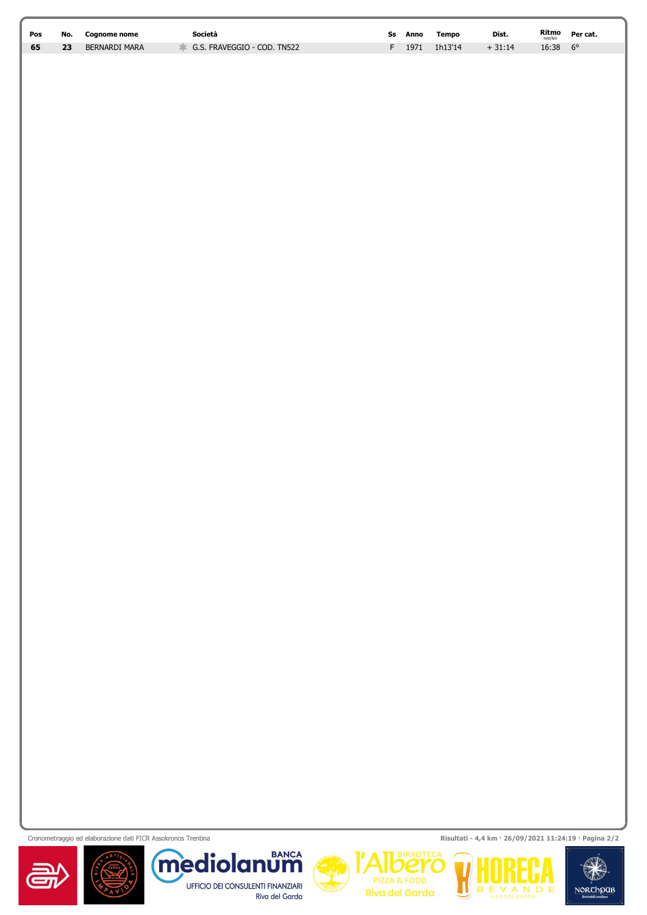| Pos | No. | Cognome nome | Società | Ss | Anno | Tempo | Dist. | Ritmo min/km | Per cat. |
|---|---|---|---|---|---|---|---|---|---|
| 65 | 23 | BERNARDI MARA | G.S. FRAVEGGIO - COD. TN522 | F | 1971 | 1h13'14 | + 31:14 | 16:38 | 6° |

Cronometraggio ed elaborazione dati FICR Assokronos Trentina

Risultati - 4,4 km · 26/09/2021 11:24:19